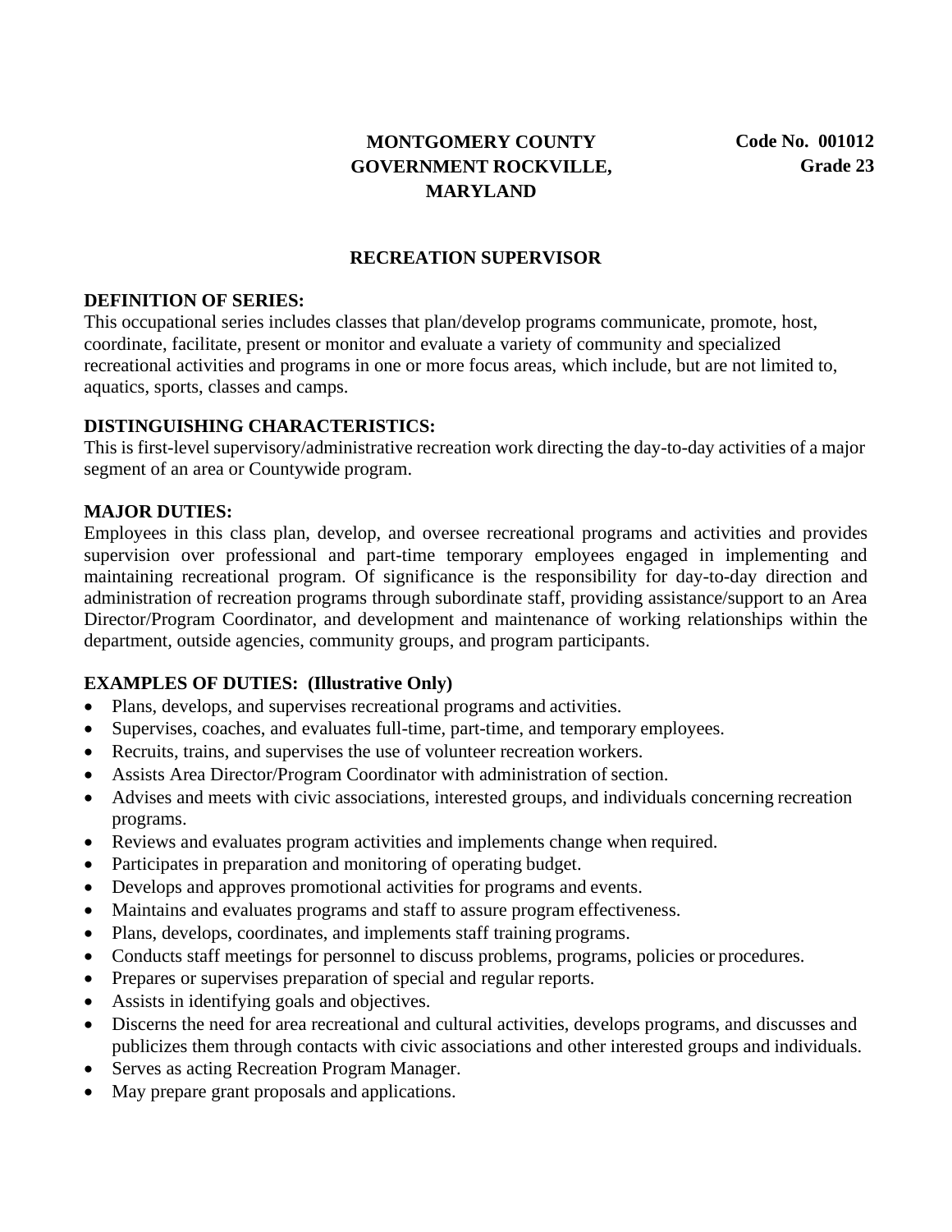**MONTGOMERY COUNTY GOVERNMENT ROCKVILLE, MARYLAND**

**Code No. 001012**
**Grade 23**

# RECREATION SUPERVISOR

## DEFINITION OF SERIES:

This occupational series includes classes that plan/develop programs communicate, promote, host, coordinate, facilitate, present or monitor and evaluate a variety of community and specialized recreational activities and programs in one or more focus areas, which include, but are not limited to, aquatics, sports, classes and camps.

## DISTINGUISHING CHARACTERISTICS:

This is first-level supervisory/administrative recreation work directing the day-to-day activities of a major segment of an area or Countywide program.

## MAJOR DUTIES:

Employees in this class plan, develop, and oversee recreational programs and activities and provides supervision over professional and part-time temporary employees engaged in implementing and maintaining recreational program. Of significance is the responsibility for day-to-day direction and administration of recreation programs through subordinate staff, providing assistance/support to an Area Director/Program Coordinator, and development and maintenance of working relationships within the department, outside agencies, community groups, and program participants.

## EXAMPLES OF DUTIES: (Illustrative Only)

- Plans, develops, and supervises recreational programs and activities.
- Supervises, coaches, and evaluates full-time, part-time, and temporary employees.
- Recruits, trains, and supervises the use of volunteer recreation workers.
- Assists Area Director/Program Coordinator with administration of section.
- Advises and meets with civic associations, interested groups, and individuals concerning recreation programs.
- Reviews and evaluates program activities and implements change when required.
- Participates in preparation and monitoring of operating budget.
- Develops and approves promotional activities for programs and events.
- Maintains and evaluates programs and staff to assure program effectiveness.
- Plans, develops, coordinates, and implements staff training programs.
- Conducts staff meetings for personnel to discuss problems, programs, policies or procedures.
- Prepares or supervises preparation of special and regular reports.
- Assists in identifying goals and objectives.
- Discerns the need for area recreational and cultural activities, develops programs, and discusses and publicizes them through contacts with civic associations and other interested groups and individuals.
- Serves as acting Recreation Program Manager.
- May prepare grant proposals and applications.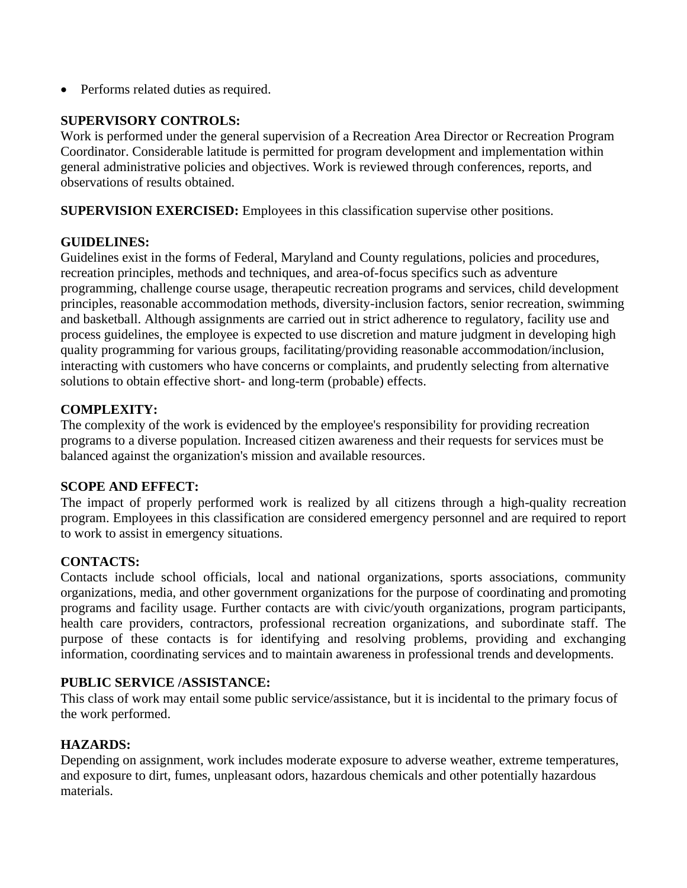- Performs related duties as required.

**SUPERVISORY CONTROLS:**
Work is performed under the general supervision of a Recreation Area Director or Recreation Program Coordinator. Considerable latitude is permitted for program development and implementation within general administrative policies and objectives. Work is reviewed through conferences, reports, and observations of results obtained.

**SUPERVISION EXERCISED:** Employees in this classification supervise other positions.

**GUIDELINES:**
Guidelines exist in the forms of Federal, Maryland and County regulations, policies and procedures, recreation principles, methods and techniques, and area-of-focus specifics such as adventure programming, challenge course usage, therapeutic recreation programs and services, child development principles, reasonable accommodation methods, diversity-inclusion factors, senior recreation, swimming and basketball. Although assignments are carried out in strict adherence to regulatory, facility use and process guidelines, the employee is expected to use discretion and mature judgment in developing high quality programming for various groups, facilitating/providing reasonable accommodation/inclusion, interacting with customers who have concerns or complaints, and prudently selecting from alternative solutions to obtain effective short- and long-term (probable) effects.

**COMPLEXITY:**
The complexity of the work is evidenced by the employee's responsibility for providing recreation programs to a diverse population. Increased citizen awareness and their requests for services must be balanced against the organization's mission and available resources.

**SCOPE AND EFFECT:**
The impact of properly performed work is realized by all citizens through a high-quality recreation program. Employees in this classification are considered emergency personnel and are required to report to work to assist in emergency situations.

**CONTACTS:**
Contacts include school officials, local and national organizations, sports associations, community organizations, media, and other government organizations for the purpose of coordinating and promoting programs and facility usage. Further contacts are with civic/youth organizations, program participants, health care providers, contractors, professional recreation organizations, and subordinate staff. The purpose of these contacts is for identifying and resolving problems, providing and exchanging information, coordinating services and to maintain awareness in professional trends and developments.

**PUBLIC SERVICE /ASSISTANCE:**
This class of work may entail some public service/assistance, but it is incidental to the primary focus of the work performed.

**HAZARDS:**
Depending on assignment, work includes moderate exposure to adverse weather, extreme temperatures, and exposure to dirt, fumes, unpleasant odors, hazardous chemicals and other potentially hazardous materials.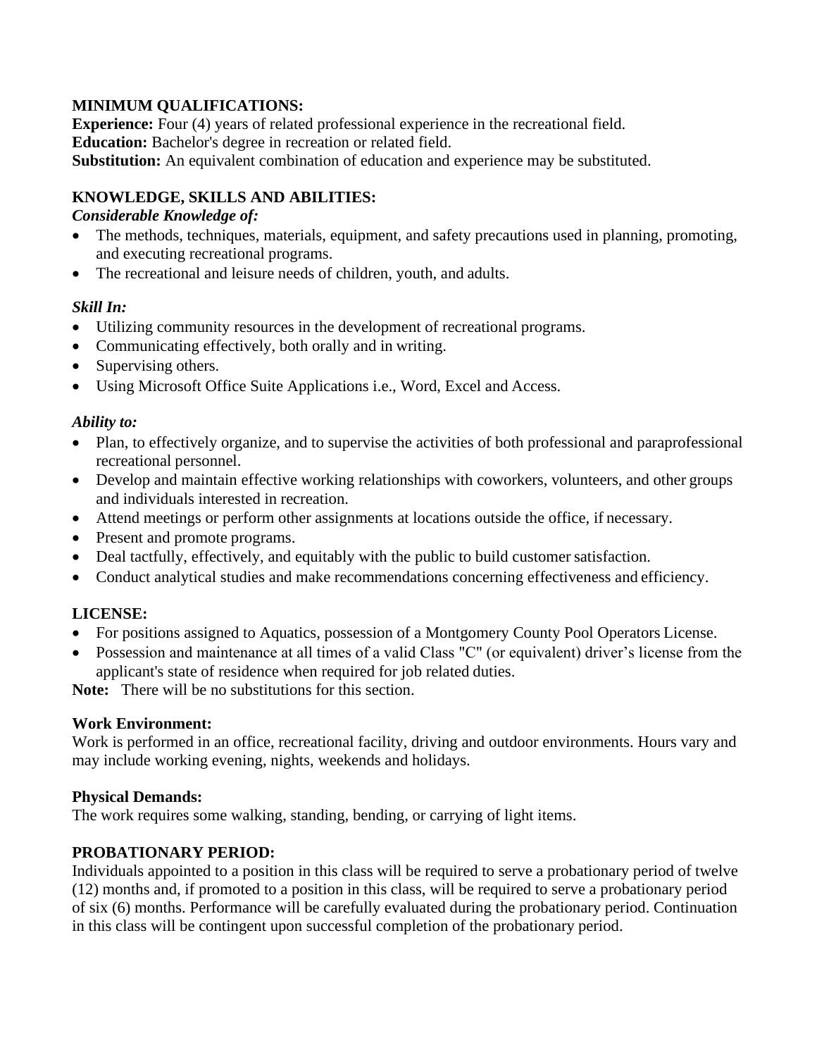**MINIMUM QUALIFICATIONS:**
**Experience:** Four (4) years of related professional experience in the recreational field.
**Education:** Bachelor's degree in recreation or related field.
**Substitution:** An equivalent combination of education and experience may be substituted.

**KNOWLEDGE, SKILLS AND ABILITIES:**
***Considerable Knowledge of:***
- The methods, techniques, materials, equipment, and safety precautions used in planning, promoting, and executing recreational programs.
- The recreational and leisure needs of children, youth, and adults.

***Skill In:***
- Utilizing community resources in the development of recreational programs.
- Communicating effectively, both orally and in writing.
- Supervising others.
- Using Microsoft Office Suite Applications i.e., Word, Excel and Access.

***Ability to:***
- Plan, to effectively organize, and to supervise the activities of both professional and paraprofessional recreational personnel.
- Develop and maintain effective working relationships with coworkers, volunteers, and other groups and individuals interested in recreation.
- Attend meetings or perform other assignments at locations outside the office, if necessary.
- Present and promote programs.
- Deal tactfully, effectively, and equitably with the public to build customer satisfaction.
- Conduct analytical studies and make recommendations concerning effectiveness and efficiency.

**LICENSE:**
- For positions assigned to Aquatics, possession of a Montgomery County Pool Operators License.
- Possession and maintenance at all times of a valid Class "C" (or equivalent) driver's license from the applicant's state of residence when required for job related duties.

**Note:** There will be no substitutions for this section.

**Work Environment:**
Work is performed in an office, recreational facility, driving and outdoor environments. Hours vary and may include working evening, nights, weekends and holidays.

**Physical Demands:**
The work requires some walking, standing, bending, or carrying of light items.

**PROBATIONARY PERIOD:**
Individuals appointed to a position in this class will be required to serve a probationary period of twelve (12) months and, if promoted to a position in this class, will be required to serve a probationary period of six (6) months. Performance will be carefully evaluated during the probationary period. Continuation in this class will be contingent upon successful completion of the probationary period.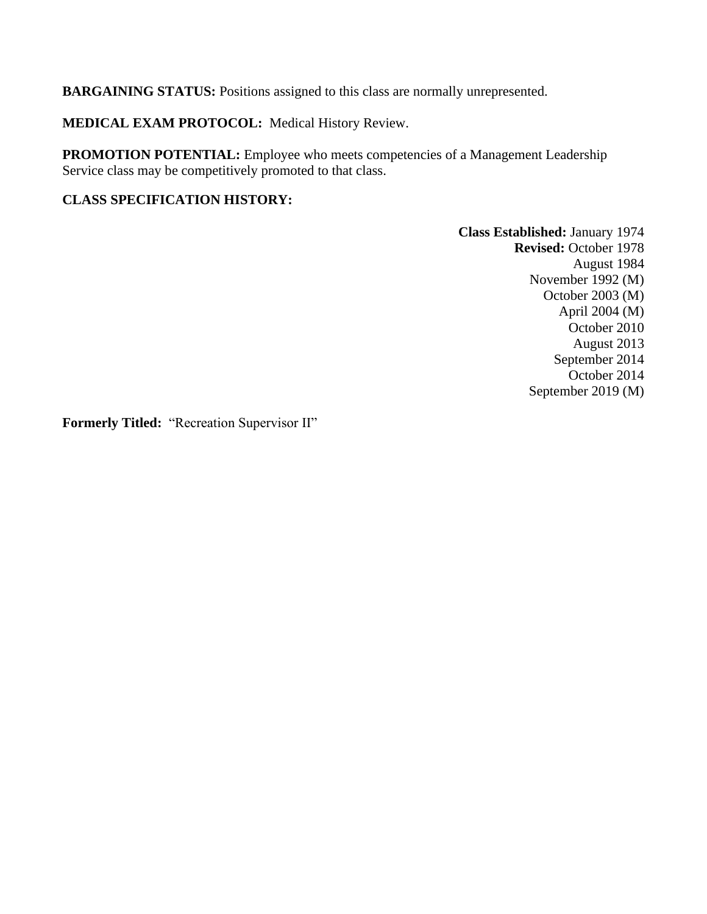**BARGAINING STATUS:** Positions assigned to this class are normally unrepresented.

**MEDICAL EXAM PROTOCOL:** Medical History Review.

**PROMOTION POTENTIAL:** Employee who meets competencies of a Management Leadership Service class may be competitively promoted to that class.

**CLASS SPECIFICATION HISTORY:**

**Class Established:** January 1974
**Revised:** October 1978
August 1984
November 1992 (M)
October 2003 (M)
April 2004 (M)
October 2010
August 2013
September 2014
October 2014
September 2019 (M)

**Formerly Titled:** "Recreation Supervisor II"